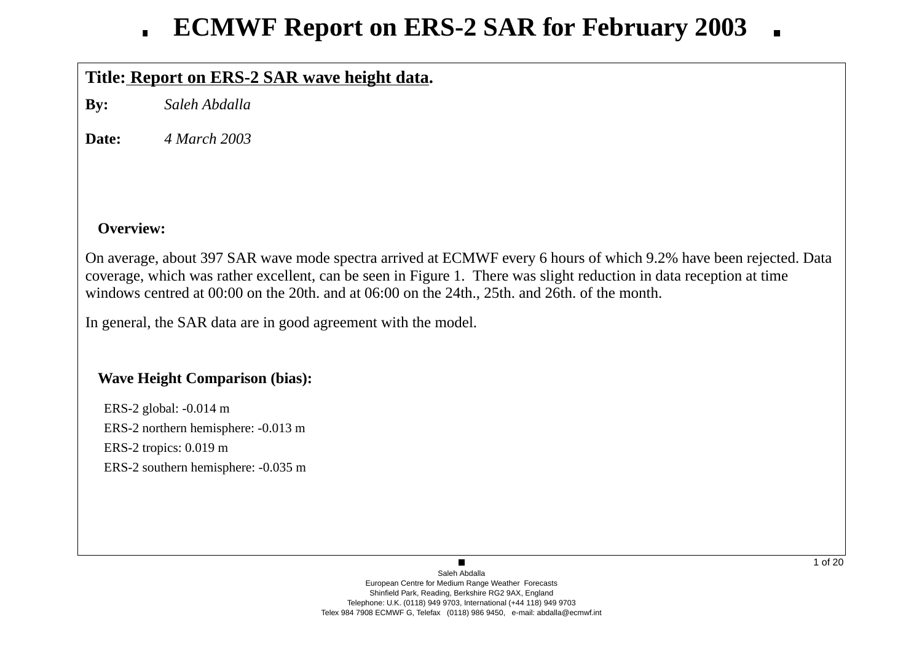# ECMWF Report on ERS-2 SAR for February 2003

**Title: Report on ERS-2 SAR wave height data.**

**By:** *Saleh Abdalla*

**Date:** *4 March 2003*

## Overview:

On average, about 397 SAR wave mode spectra arrived at ECMWF every 6 hours of which 9.2% have been rejected. Data coverage, which was rather excellent, can be seen in Figure 1. There was slight reduction in data reception at time windows centred at 00:00 on the 20th. and at 06:00 on the 24th., 25th. and 26th. of the month.

In general, the SAR data are in good agreement with the model.

## Wave Height Comparison (bias):

ERS-2 global: -0.014 m

ERS-2 northern hemisphere: -0.013 m

ERS-2 tropics: 0.019 m

ERS-2 southern hemisphere: -0.035 m

Saleh Abdalla
European Centre for Medium Range Weather Forecasts
Shinfield Park, Reading, Berkshire RG2 9AX, England
Telephone: U.K. (0118) 949 9703, International (+44 118) 949 9703
Telex 984 7908 ECMWF G, Telefax (0118) 986 9450, e-mail: abdalla@ecmwf.int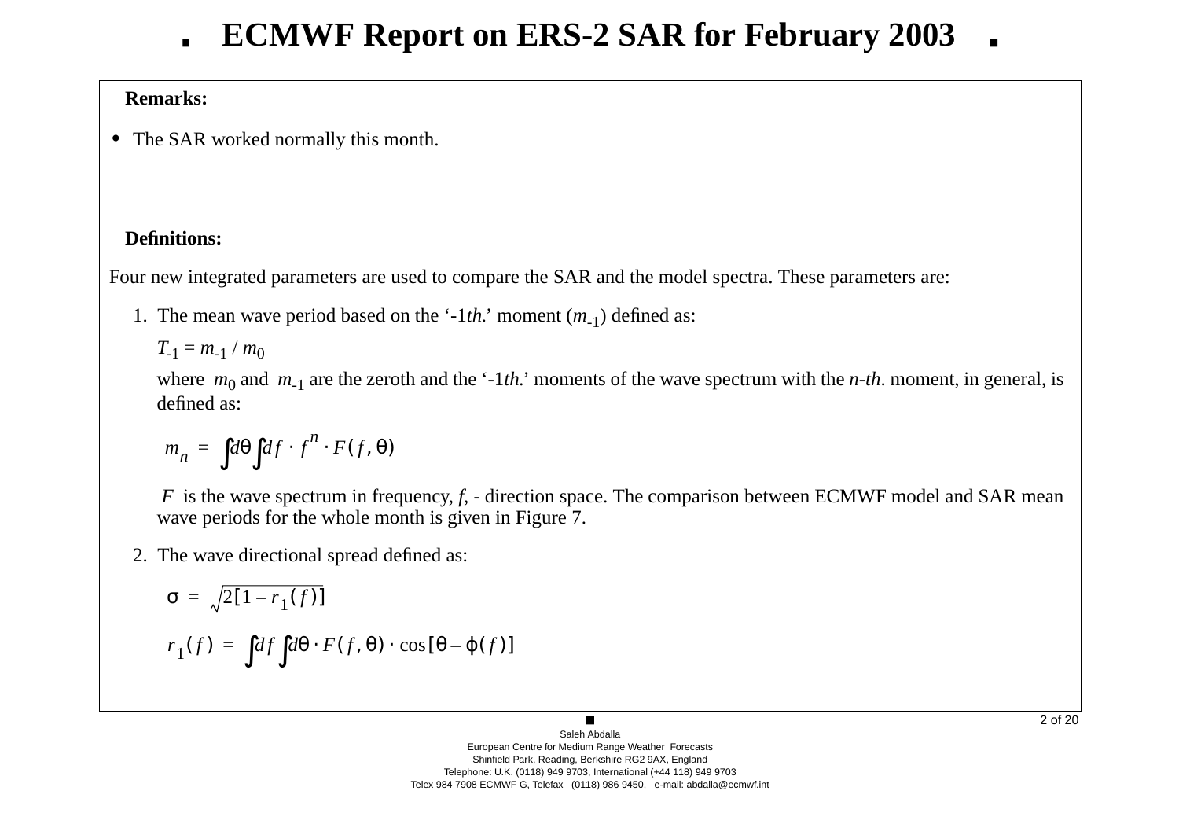# ECMWF Report on ERS-2 SAR for February 2003

**Remarks:**

- The SAR worked normally this month.

**Definitions:**

Four new integrated parameters are used to compare the SAR and the model spectra. These parameters are:

1. The mean wave period based on the ‘-1*th*.’ moment ($m_{-1}$) defined as:

   $T_{-1} = m_{-1} / m_0$

   where $m_0$ and $m_{-1}$ are the zeroth and the ‘-1*th*.’ moments of the wave spectrum with the *n-th*. moment, in general, is defined as:

   $$m_n = \int d\theta \int df \cdot f^n \cdot F(f, \theta)$$

   $F$ is the wave spectrum in frequency, *f*, - direction space. The comparison between ECMWF model and SAR mean wave periods for the whole month is given in Figure 7.

2. The wave directional spread defined as:

   $$\sigma = \sqrt{2[1 - r_1(f)]}$$

   $$r_1(f) = \int df \int d\theta \cdot F(f, \theta) \cdot \cos[\theta - \varphi(f)]$$

Saleh Abdalla
European Centre for Medium Range Weather Forecasts
Shinfield Park, Reading, Berkshire RG2 9AX, England
Telephone: U.K. (0118) 949 9703, International (+44 118) 949 9703
Telex 984 7908 ECMWF G, Telefax (0118) 986 9450, e-mail: abdalla@ecmwf.int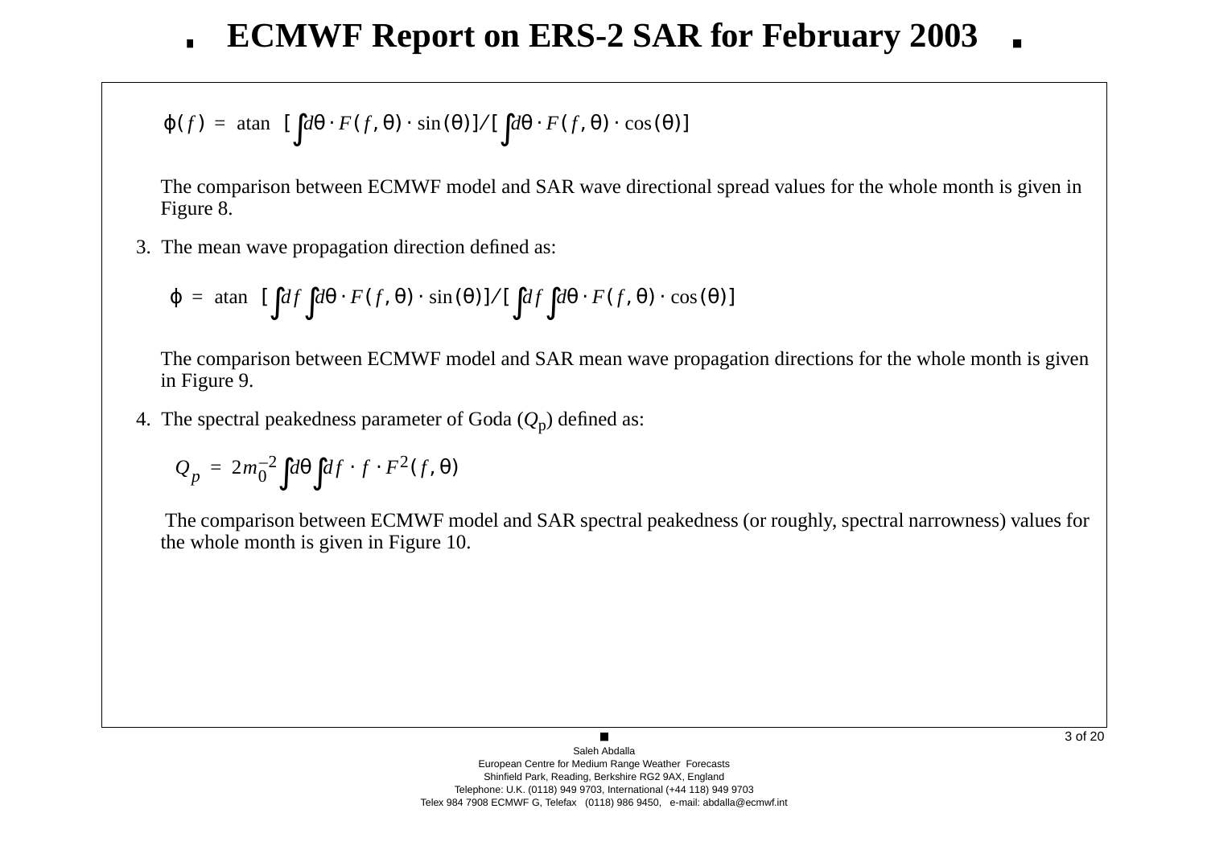$$\varphi(f) = \operatorname{atan}\left[\int d\theta \cdot F(f,\theta) \cdot \sin(\theta)\right] / \left[\int d\theta \cdot F(f,\theta) \cdot \cos(\theta)\right]$$

The comparison between ECMWF model and SAR wave directional spread values for the whole month is given in Figure 8.

3. The mean wave propagation direction defined as:

$$\varphi = \operatorname{atan}\left[\int df \int d\theta \cdot F(f,\theta) \cdot \sin(\theta)\right] / \left[\int df \int d\theta \cdot F(f,\theta) \cdot \cos(\theta)\right]$$

The comparison between ECMWF model and SAR mean wave propagation directions for the whole month is given in Figure 9.

4. The spectral peakedness parameter of Goda ($Q_p$) defined as:

$$Q_p = 2m_0^{-2} \int d\theta \int df \cdot f \cdot F^2(f,\theta)$$

The comparison between ECMWF model and SAR spectral peakedness (or roughly, spectral narrowness) values for the whole month is given in Figure 10.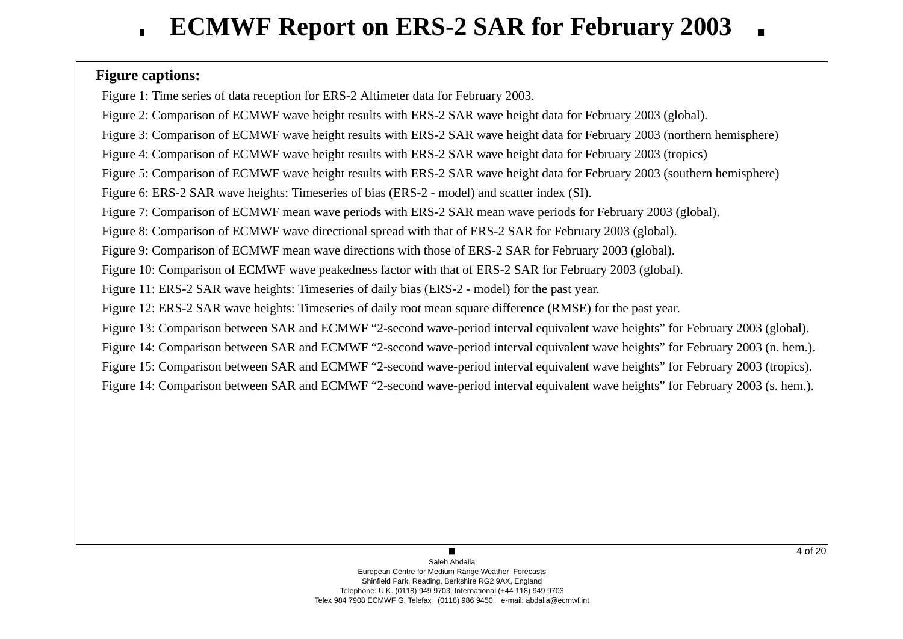# ECMWF Report on ERS-2 SAR for February 2003

**Figure captions:**

Figure 1: Time series of data reception for ERS-2 Altimeter data for February 2003.

Figure 2: Comparison of ECMWF wave height results with ERS-2 SAR wave height data for February 2003 (global).

Figure 3: Comparison of ECMWF wave height results with ERS-2 SAR wave height data for February 2003 (northern hemisphere)

Figure 4: Comparison of ECMWF wave height results with ERS-2 SAR wave height data for February 2003 (tropics)

Figure 5: Comparison of ECMWF wave height results with ERS-2 SAR wave height data for February 2003 (southern hemisphere)

Figure 6: ERS-2 SAR wave heights: Timeseries of bias (ERS-2 - model) and scatter index (SI).

Figure 7: Comparison of ECMWF mean wave periods with ERS-2 SAR mean wave periods for February 2003 (global).

Figure 8: Comparison of ECMWF wave directional spread with that of ERS-2 SAR for February 2003 (global).

Figure 9: Comparison of ECMWF mean wave directions with those of ERS-2 SAR for February 2003 (global).

Figure 10: Comparison of ECMWF wave peakedness factor with that of ERS-2 SAR for February 2003 (global).

Figure 11: ERS-2 SAR wave heights: Timeseries of daily bias (ERS-2 - model) for the past year.

Figure 12: ERS-2 SAR wave heights: Timeseries of daily root mean square difference (RMSE) for the past year.

Figure 13: Comparison between SAR and ECMWF “2-second wave-period interval equivalent wave heights” for February 2003 (global).

Figure 14: Comparison between SAR and ECMWF “2-second wave-period interval equivalent wave heights” for February 2003 (n. hem.).

Figure 15: Comparison between SAR and ECMWF “2-second wave-period interval equivalent wave heights” for February 2003 (tropics).

Figure 14: Comparison between SAR and ECMWF “2-second wave-period interval equivalent wave heights” for February 2003 (s. hem.).

Saleh Abdalla
European Centre for Medium Range Weather Forecasts
Shinfield Park, Reading, Berkshire RG2 9AX, England
Telephone: U.K. (0118) 949 9703, International (+44 118) 949 9703
Telex 984 7908 ECMWF G, Telefax (0118) 986 9450, e-mail: abdalla@ecmwf.int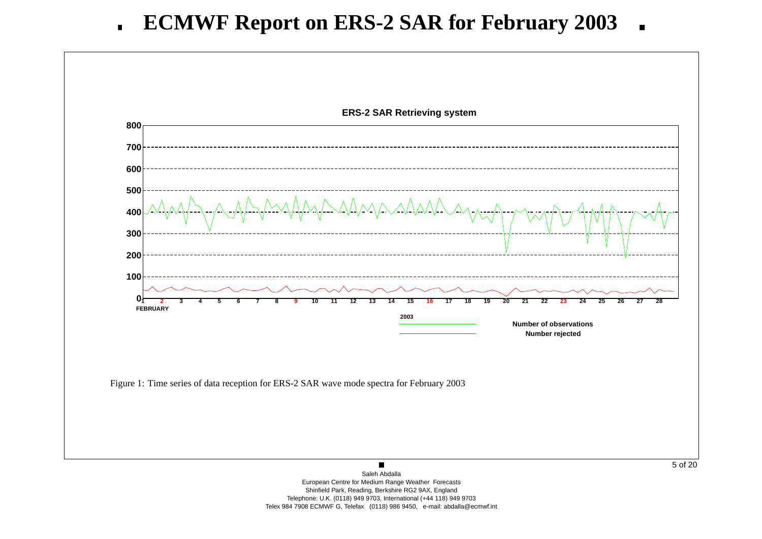# ECMWF Report on ERS-2 SAR for February 2003

**ERS-2 SAR Retrieving system**

800
700
600
500
400
300
200
100
0

1 2 3 4 5 6 7 8 9 10 11 12 13 14 15 16 17 18 19 20 21 22 23 24 25 26 27 28
FEBRUARY

2003

Number of observations
Number rejected

Figure 1: Time series of data reception for ERS-2 SAR wave mode spectra for February 2003

Saleh Abdalla
European Centre for Medium Range Weather Forecasts
Shinfield Park, Reading, Berkshire RG2 9AX, England
Telephone: U.K. (0118) 949 9703, International (+44 118) 949 9703
Telex 984 7908 ECMWF G, Telefax (0118) 986 9450, e-mail: abdalla@ecmwf.int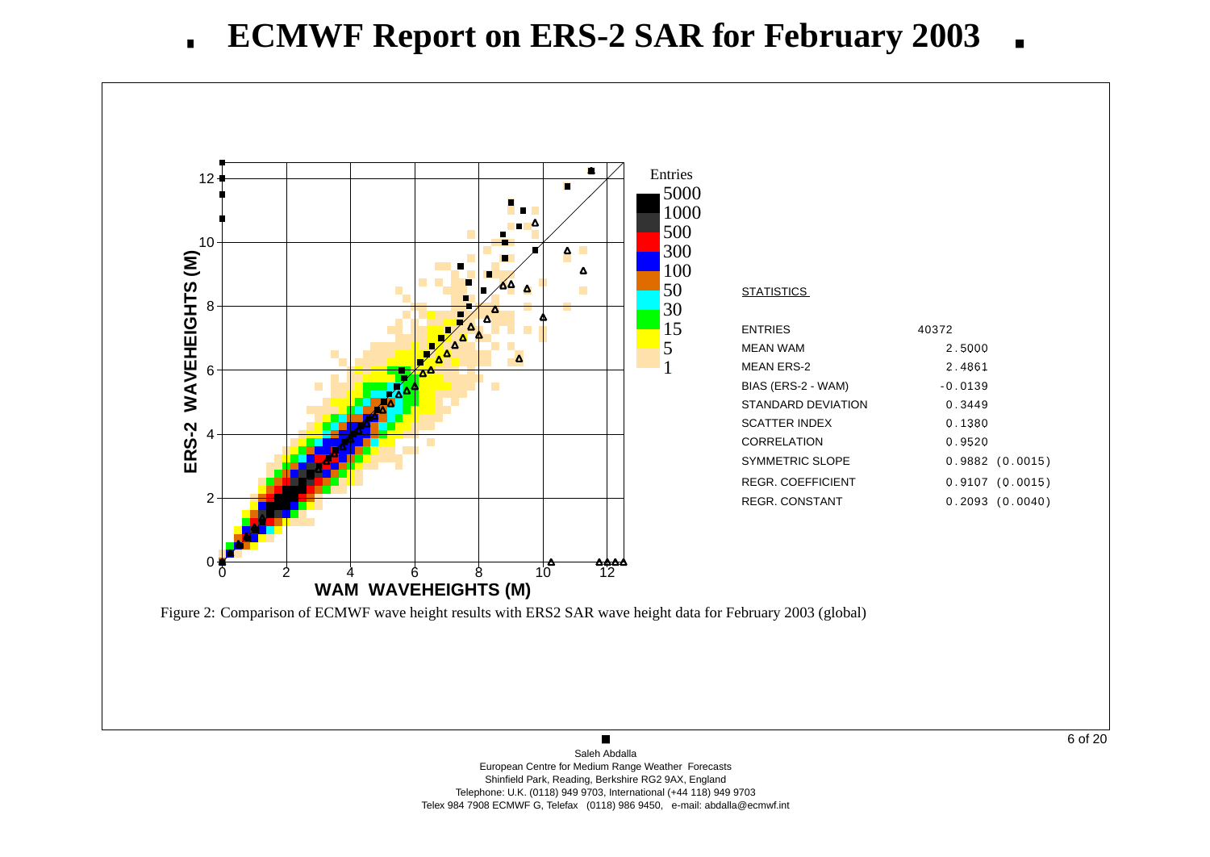# ECMWF Report on ERS-2 SAR for February 2003

**STATISTICS**

| | |
|---|---|
| ENTRIES | 40372 |
| MEAN WAM | 2.5000 |
| MEAN ERS-2 | 2.4861 |
| BIAS (ERS-2 - WAM) | -0.0139 |
| STANDARD DEVIATION | 0.3449 |
| SCATTER INDEX | 0.1380 |
| CORRELATION | 0.9520 |
| SYMMETRIC SLOPE | 0.9882 (0.0015) |
| REGR. COEFFICIENT | 0.9107 (0.0015) |
| REGR. CONSTANT | 0.2093 (0.0040) |

Figure 2: Comparison of ECMWF wave height results with ERS2 SAR wave height data for February 2003 (global)

Saleh Abdalla
European Centre for Medium Range Weather Forecasts
Shinfield Park, Reading, Berkshire RG2 9AX, England
Telephone: U.K. (0118) 949 9703, International (+44 118) 949 9703
Telex 984 7908 ECMWF G, Telefax (0118) 986 9450, e-mail: abdalla@ecmwf.int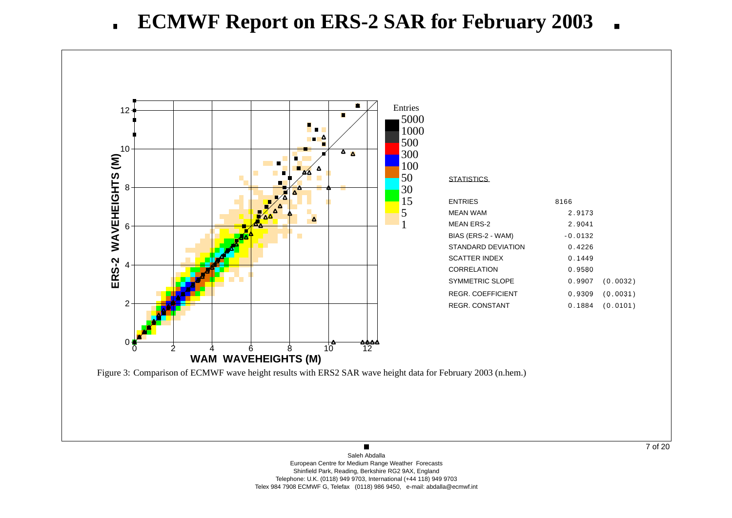# ECMWF Report on ERS-2 SAR for February 2003

| STATISTICS | | |
|---|---|---|
| ENTRIES | 8166 | |
| MEAN WAM | 2.9173 | |
| MEAN ERS-2 | 2.9041 | |
| BIAS (ERS-2 - WAM) | -0.0132 | |
| STANDARD DEVIATION | 0.4226 | |
| SCATTER INDEX | 0.1449 | |
| CORRELATION | 0.9580 | |
| SYMMETRIC SLOPE | 0.9907 | (0.0032) |
| REGR. COEFFICIENT | 0.9309 | (0.0031) |
| REGR. CONSTANT | 0.1884 | (0.0101) |

Figure 3: Comparison of ECMWF wave height results with ERS2 SAR wave height data for February 2003 (n.hem.)

Saleh Abdalla
European Centre for Medium Range Weather Forecasts
Shinfield Park, Reading, Berkshire RG2 9AX, England
Telephone: U.K. (0118) 949 9703, International (+44 118) 949 9703
Telex 984 7908 ECMWF G, Telefax (0118) 986 9450, e-mail: abdalla@ecmwf.int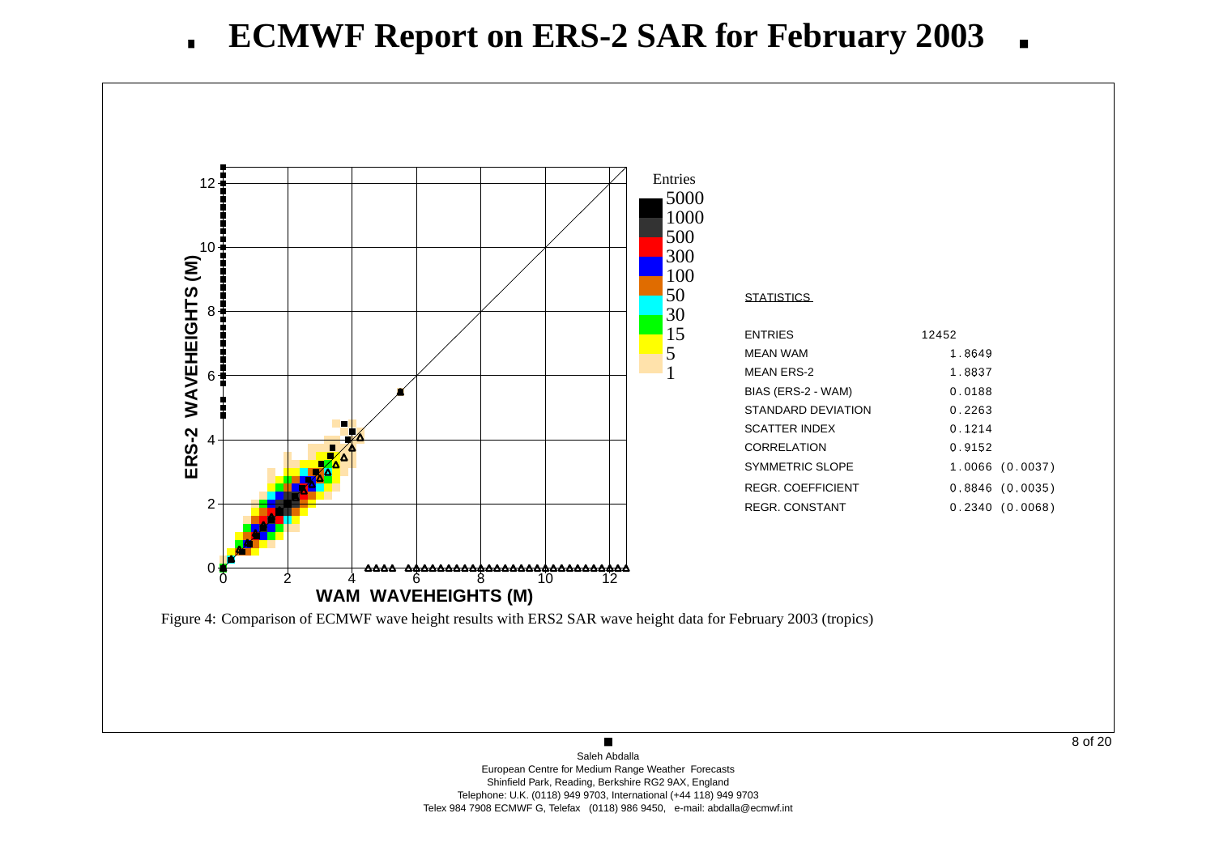# ECMWF Report on ERS-2 SAR for February 2003

**STATISTICS**

| | |
|---|---|
| ENTRIES | 12452 |
| MEAN WAM | 1.8649 |
| MEAN ERS-2 | 1.8837 |
| BIAS (ERS-2 - WAM) | 0.0188 |
| STANDARD DEVIATION | 0.2263 |
| SCATTER INDEX | 0.1214 |
| CORRELATION | 0.9152 |
| SYMMETRIC SLOPE | 1.0066 (0.0037) |
| REGR. COEFFICIENT | 0.8846 (0.0035) |
| REGR. CONSTANT | 0.2340 (0.0068) |

Figure 4: Comparison of ECMWF wave height results with ERS2 SAR wave height data for February 2003 (tropics)

Saleh Abdalla
European Centre for Medium Range Weather Forecasts
Shinfield Park, Reading, Berkshire RG2 9AX, England
Telephone: U.K. (0118) 949 9703, International (+44 118) 949 9703
Telex 984 7908 ECMWF G, Telefax (0118) 986 9450, e-mail: abdalla@ecmwf.int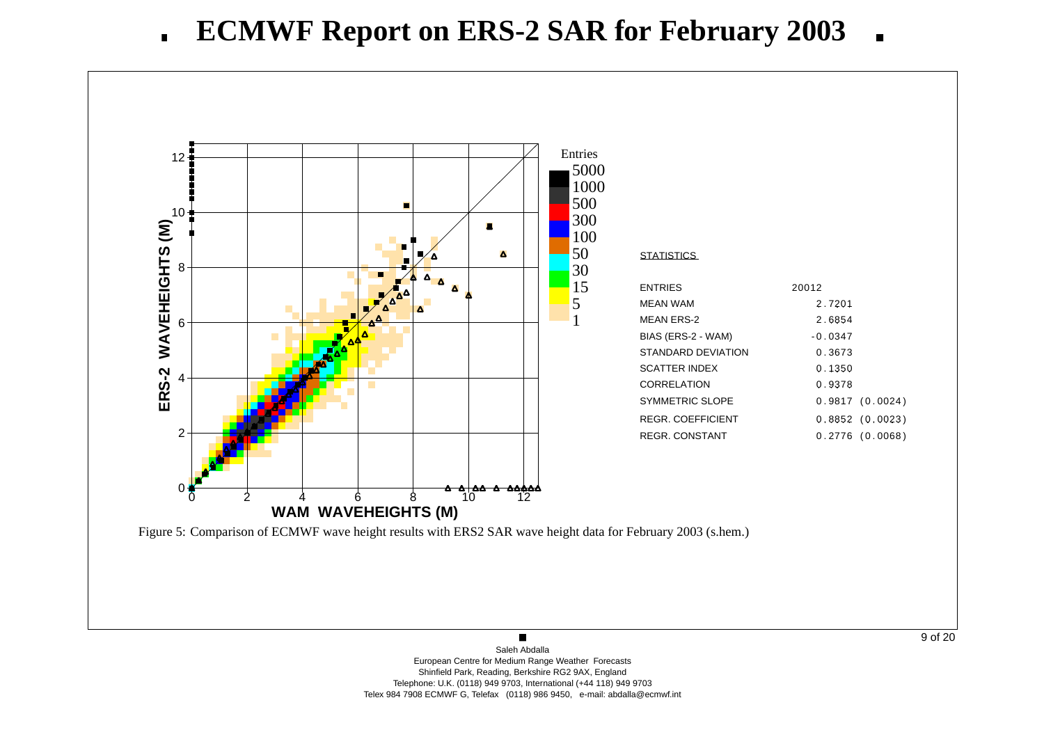# ECMWF Report on ERS-2 SAR for February 2003

| STATISTICS | |
|---|---|
| ENTRIES | 20012 |
| MEAN WAM | 2.7201 |
| MEAN ERS-2 | 2.6854 |
| BIAS (ERS-2 - WAM) | -0.0347 |
| STANDARD DEVIATION | 0.3673 |
| SCATTER INDEX | 0.1350 |
| CORRELATION | 0.9378 |
| SYMMETRIC SLOPE | 0.9817 (0.0024) |
| REGR. COEFFICIENT | 0.8852 (0.0023) |
| REGR. CONSTANT | 0.2776 (0.0068) |

Figure 5: Comparison of ECMWF wave height results with ERS2 SAR wave height data for February 2003 (s.hem.)

Saleh Abdalla
European Centre for Medium Range Weather Forecasts
Shinfield Park, Reading, Berkshire RG2 9AX, England
Telephone: U.K. (0118) 949 9703, International (+44 118) 949 9703
Telex 984 7908 ECMWF G, Telefax (0118) 986 9450, e-mail: abdalla@ecmwf.int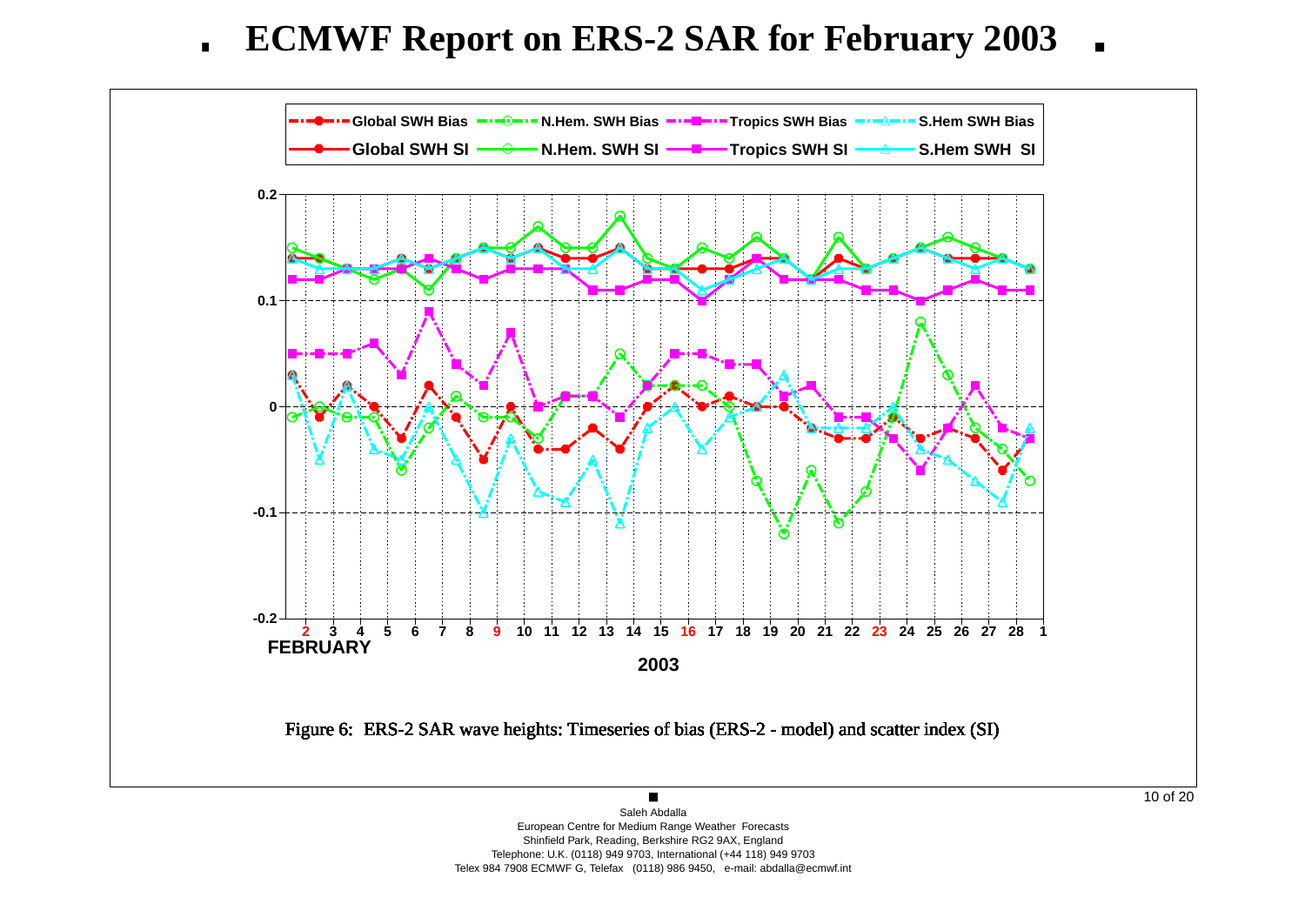# ECMWF Report on ERS-2 SAR for February 2003

Figure 6: ERS-2 SAR wave heights: Timeseries of bias (ERS-2 - model) and scatter index (SI)

Saleh Abdalla
European Centre for Medium Range Weather Forecasts
Shinfield Park, Reading, Berkshire RG2 9AX, England
Telephone: U.K. (0118) 949 9703, International (+44 118) 949 9703
Telex 984 7908 ECMWF G, Telefax (0118) 986 9450, e-mail: abdalla@ecmwf.int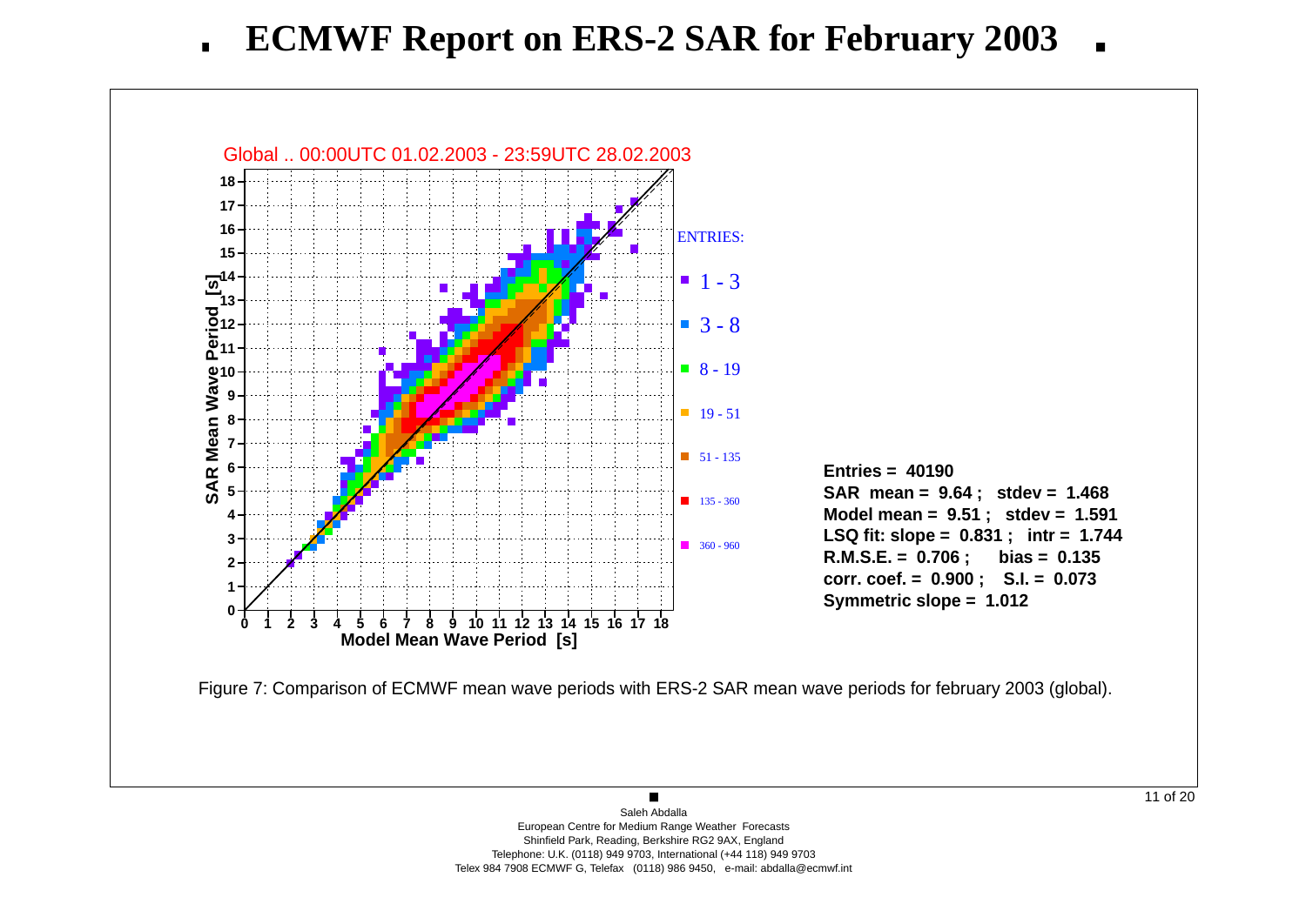# ECMWF Report on ERS-2 SAR for February 2003

Global .. 00:00UTC 01.02.2003 - 23:59UTC 28.02.2003

ENTRIES:

- 1 - 3
- 3 - 8
- 8 - 19
- 19 - 51
- 51 - 135
- 135 - 360
- 360 - 960

**Entries = 40190**
**SAR mean = 9.64 ; stdev = 1.468**
**Model mean = 9.51 ; stdev = 1.591**
**LSQ fit: slope = 0.831 ; intr = 1.744**
**R.M.S.E. = 0.706 ; bias = 0.135**
**corr. coef. = 0.900 ; S.I. = 0.073**
**Symmetric slope = 1.012**

Figure 7: Comparison of ECMWF mean wave periods with ERS-2 SAR mean wave periods for february 2003 (global).

Saleh Abdalla
European Centre for Medium Range Weather Forecasts
Shinfield Park, Reading, Berkshire RG2 9AX, England
Telephone: U.K. (0118) 949 9703, International (+44 118) 949 9703
Telex 984 7908 ECMWF G, Telefax (0118) 986 9450, e-mail: abdalla@ecmwf.int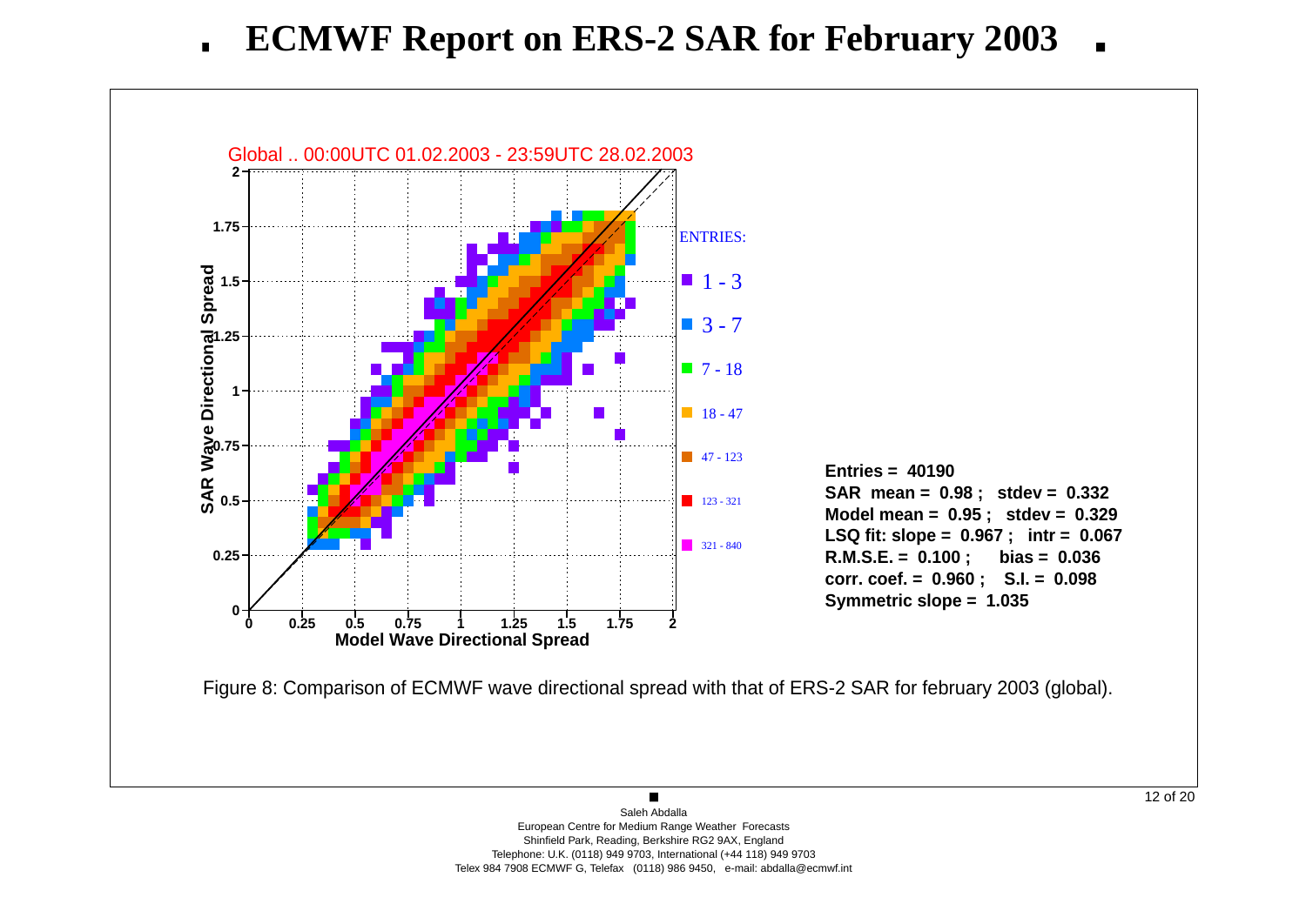# ECMWF Report on ERS-2 SAR for February 2003

Global .. 00:00UTC 01.02.2003 - 23:59UTC 28.02.2003

ENTRIES:

- 1 - 3
- 3 - 7
- 7 - 18
- 18 - 47
- 47 - 123
- 123 - 321
- 321 - 840

**Entries = 40190**
**SAR mean = 0.98 ; stdev = 0.332**
**Model mean = 0.95 ; stdev = 0.329**
**LSQ fit: slope = 0.967 ; intr = 0.067**
**R.M.S.E. = 0.100 ; bias = 0.036**
**corr. coef. = 0.960 ; S.I. = 0.098**
**Symmetric slope = 1.035**

Figure 8: Comparison of ECMWF wave directional spread with that of ERS-2 SAR for february 2003 (global).

Saleh Abdalla
European Centre for Medium Range Weather Forecasts
Shinfield Park, Reading, Berkshire RG2 9AX, England
Telephone: U.K. (0118) 949 9703, International (+44 118) 949 9703
Telex 984 7908 ECMWF G, Telefax (0118) 986 9450, e-mail: abdalla@ecmwf.int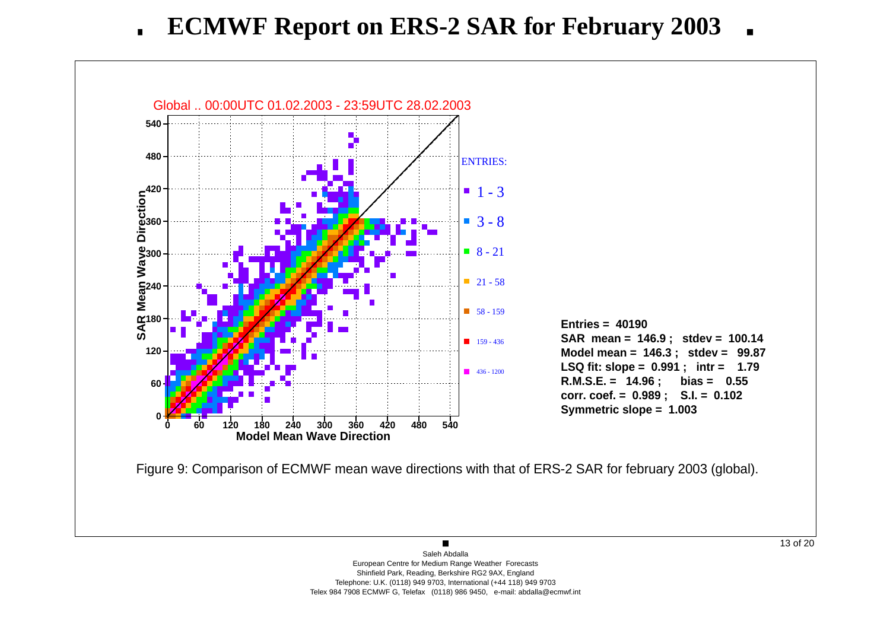# ECMWF Report on ERS-2 SAR for February 2003

Global .. 00:00UTC 01.02.2003 - 23:59UTC 28.02.2003

ENTRIES:

- 1 - 3
- 3 - 8
- 8 - 21
- 21 - 58
- 58 - 159
- 159 - 436
- 436 - 1200

**Entries = 40190**
**SAR mean = 146.9 ; stdev = 100.14**
**Model mean = 146.3 ; stdev = 99.87**
**LSQ fit: slope = 0.991 ; intr = 1.79**
**R.M.S.E. = 14.96 ; bias = 0.55**
**corr. coef. = 0.989 ; S.I. = 0.102**
**Symmetric slope = 1.003**

Figure 9: Comparison of ECMWF mean wave directions with that of ERS-2 SAR for february 2003 (global).

Saleh Abdalla
European Centre for Medium Range Weather Forecasts
Shinfield Park, Reading, Berkshire RG2 9AX, England
Telephone: U.K. (0118) 949 9703, International (+44 118) 949 9703
Telex 984 7908 ECMWF G, Telefax (0118) 986 9450, e-mail: abdalla@ecmwf.int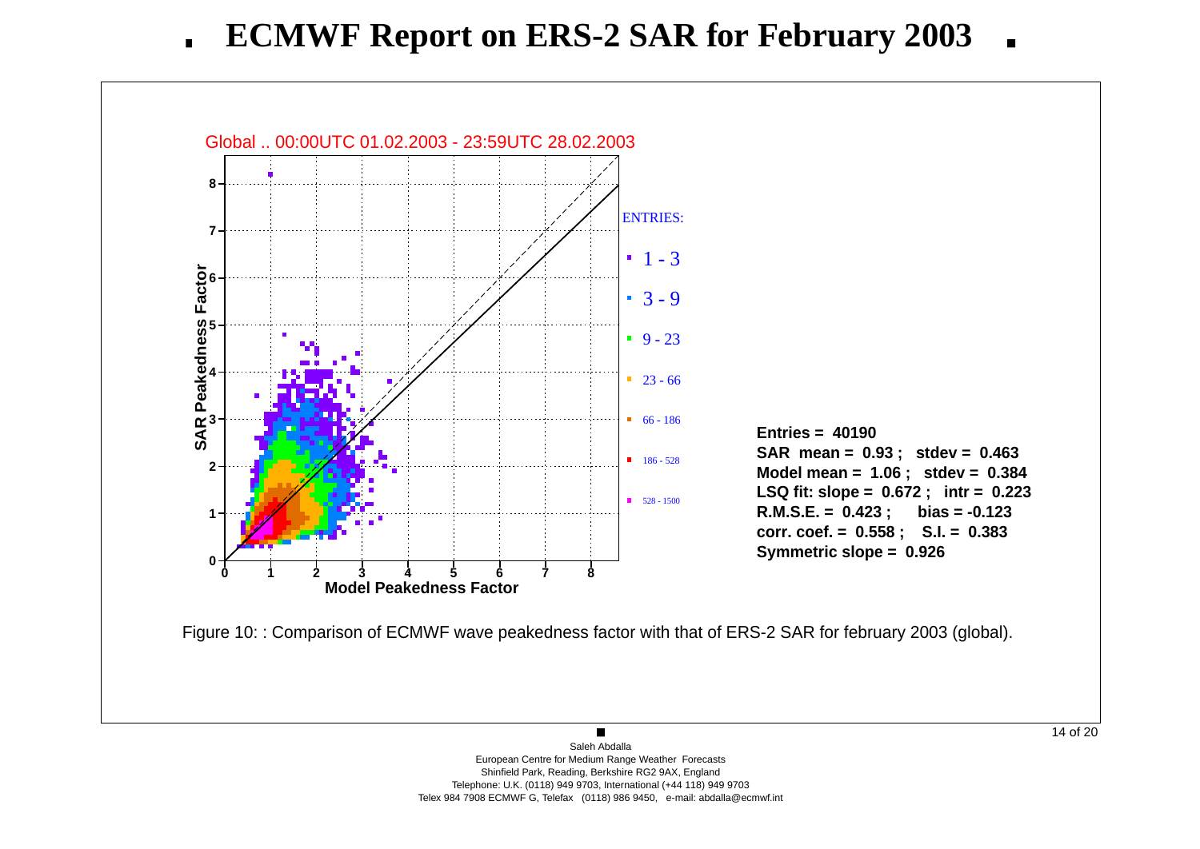# ECMWF Report on ERS-2 SAR for February 2003

Global .. 00:00UTC 01.02.2003 - 23:59UTC 28.02.2003

ENTRIES:

- 1 - 3
- 3 - 9
- 9 - 23
- 23 - 66
- 66 - 186
- 186 - 528
- 528 - 1500

**Entries = 40190**
**SAR mean = 0.93 ; stdev = 0.463**
**Model mean = 1.06 ; stdev = 0.384**
**LSQ fit: slope = 0.672 ; intr = 0.223**
**R.M.S.E. = 0.423 ; bias = -0.123**
**corr. coef. = 0.558 ; S.I. = 0.383**
**Symmetric slope = 0.926**

Figure 10: : Comparison of ECMWF wave peakedness factor with that of ERS-2 SAR for february 2003 (global).

Saleh Abdalla
European Centre for Medium Range Weather Forecasts
Shinfield Park, Reading, Berkshire RG2 9AX, England
Telephone: U.K. (0118) 949 9703, International (+44 118) 949 9703
Telex 984 7908 ECMWF G, Telefax (0118) 986 9450, e-mail: abdalla@ecmwf.int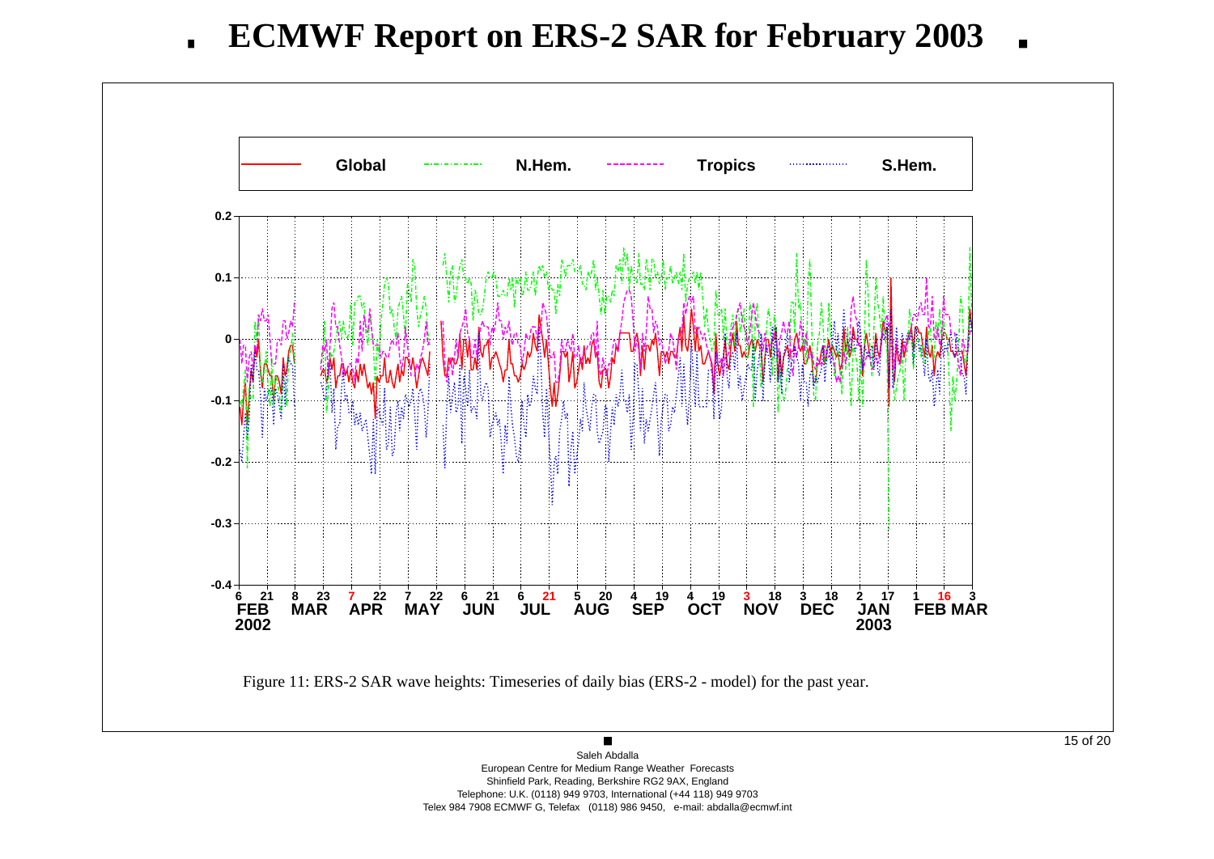# ECMWF Report on ERS-2 SAR for February 2003

Figure 11: ERS-2 SAR wave heights: Timeseries of daily bias (ERS-2 - model) for the past year.

Saleh Abdalla
European Centre for Medium Range Weather Forecasts
Shinfield Park, Reading, Berkshire RG2 9AX, England
Telephone: U.K. (0118) 949 9703, International (+44 118) 949 9703
Telex 984 7908 ECMWF G, Telefax (0118) 986 9450, e-mail: abdalla@ecmwf.int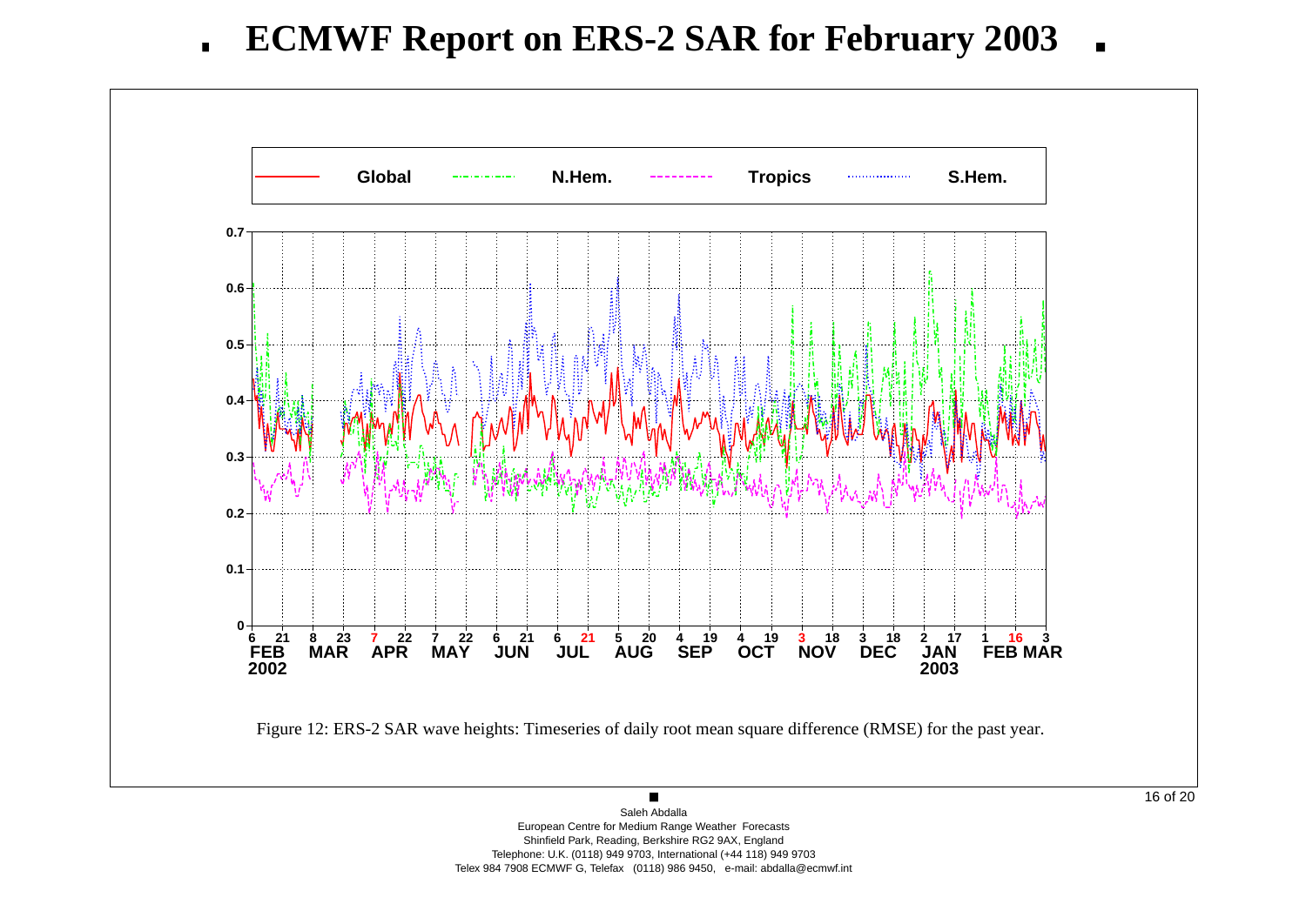# ECMWF Report on ERS-2 SAR for February 2003

Figure 12: ERS-2 SAR wave heights: Timeseries of daily root mean square difference (RMSE) for the past year.

Saleh Abdalla
European Centre for Medium Range Weather Forecasts
Shinfield Park, Reading, Berkshire RG2 9AX, England
Telephone: U.K. (0118) 949 9703, International (+44 118) 949 9703
Telex 984 7908 ECMWF G, Telefax (0118) 986 9450, e-mail: abdalla@ecmwf.int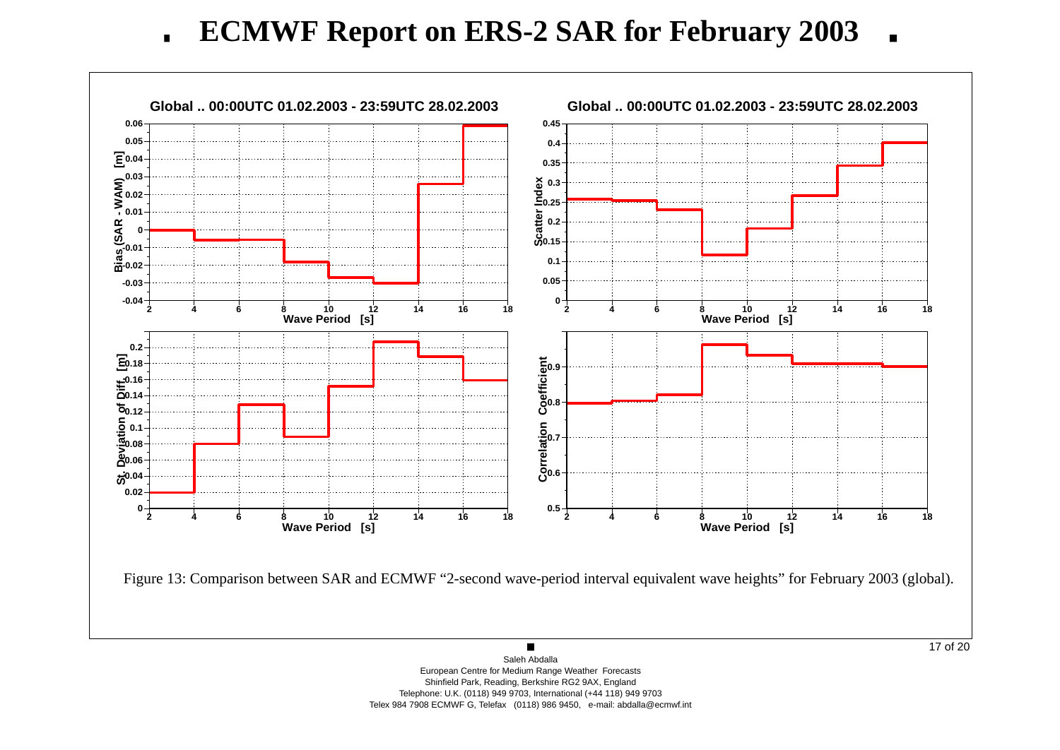Figure 13: Comparison between SAR and ECMWF “2-second wave-period interval equivalent wave heights” for February 2003 (global).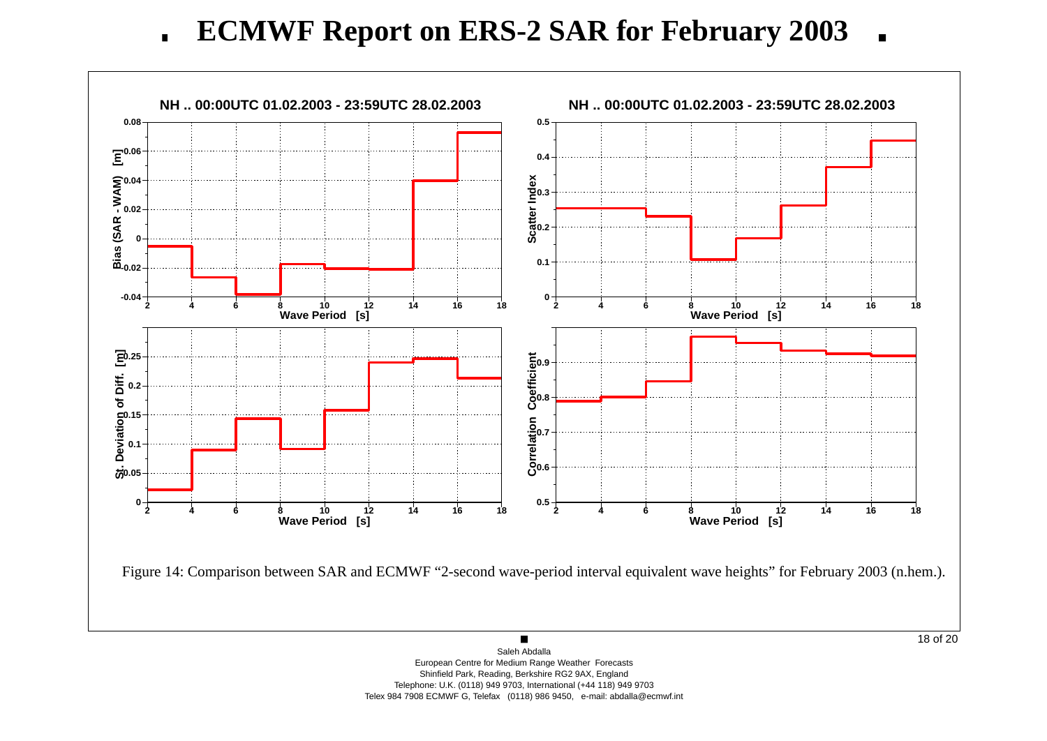# ECMWF Report on ERS-2 SAR for February 2003

Figure 14: Comparison between SAR and ECMWF "2-second wave-period interval equivalent wave heights" for February 2003 (n.hem.).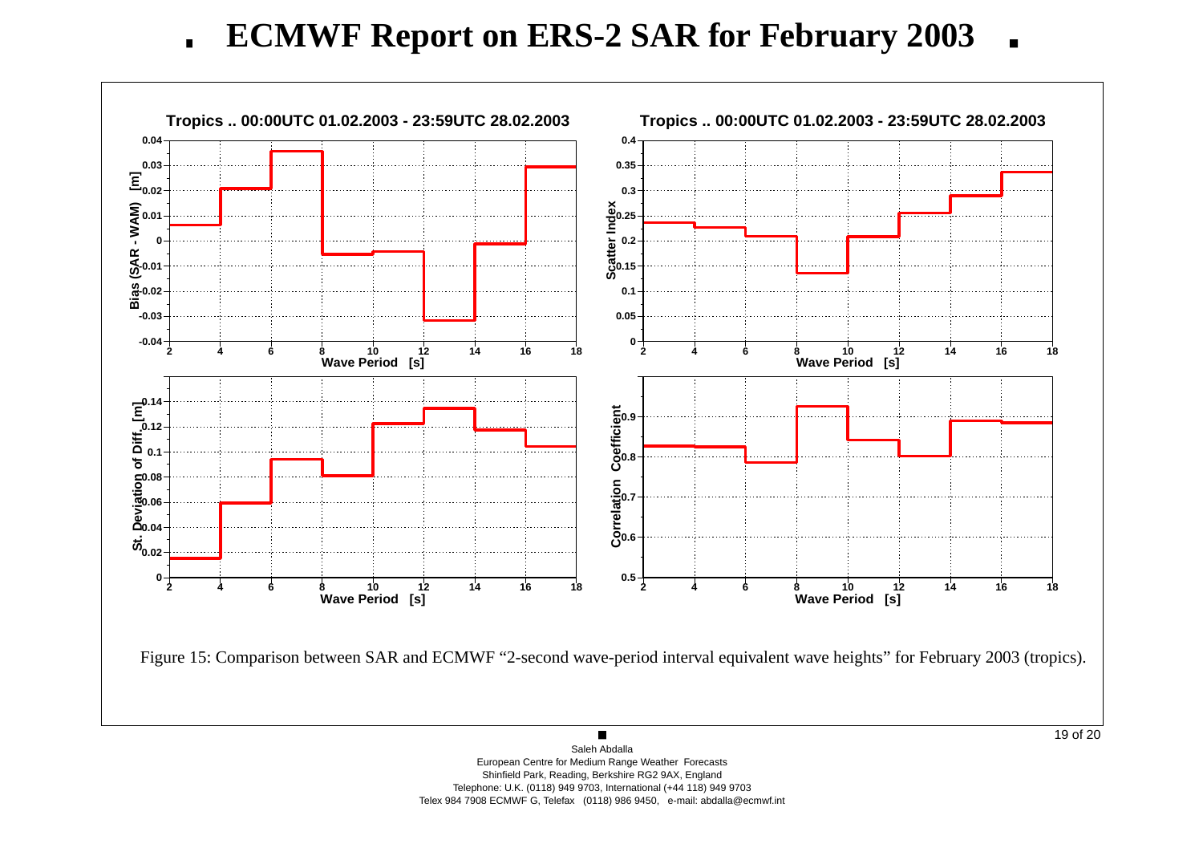# ECMWF Report on ERS-2 SAR for February 2003

Tropics .. 00:00UTC 01.02.2003 - 23:59UTC 28.02.2003

Figure 15: Comparison between SAR and ECMWF “2-second wave-period interval equivalent wave heights” for February 2003 (tropics).

Saleh Abdalla
European Centre for Medium Range Weather Forecasts
Shinfield Park, Reading, Berkshire RG2 9AX, England
Telephone: U.K. (0118) 949 9703, International (+44 118) 949 9703
Telex 984 7908 ECMWF G, Telefax (0118) 986 9450, e-mail: abdalla@ecmwf.int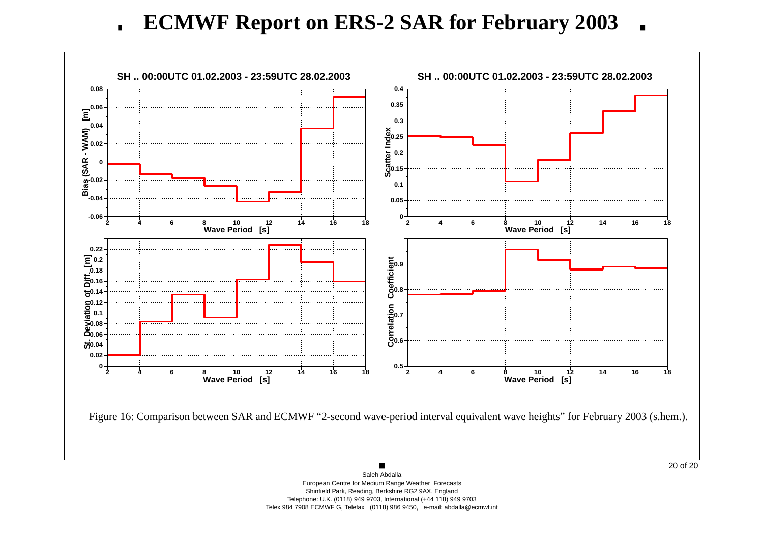# ECMWF Report on ERS-2 SAR for February 2003

SH .. 00:00UTC 01.02.2003 - 23:59UTC 28.02.2003

Bias (SAR - WAM) [m]

0.08
0.06
0.04
0.02
0
-0.02
-0.04
-0.06

2 4 6 8 10 12 14 16 18

Wave Period [s]

SH .. 00:00UTC 01.02.2003 - 23:59UTC 28.02.2003

Scatter Index

0.4
0.35
0.3
0.25
0.2
0.15
0.1
0.05
0

2 4 6 8 10 12 14 16 18

Wave Period [s]

St. Deviation of Diff. [m]

0.22
0.2
0.18
0.16
0.14
0.12
0.1
0.08
0.06
0.04
0.02
0

2 4 6 8 10 12 14 16 18

Wave Period [s]

Correlation Coefficient

0.9
0.8
0.7
0.6
0.5

2 4 6 8 10 12 14 16 18

Wave Period [s]

Figure 16: Comparison between SAR and ECMWF "2-second wave-period interval equivalent wave heights" for February 2003 (s.hem.).

Saleh Abdalla
European Centre for Medium Range Weather Forecasts
Shinfield Park, Reading, Berkshire RG2 9AX, England
Telephone: U.K. (0118) 949 9703, International (+44 118) 949 9703
Telex 984 7908 ECMWF G, Telefax (0118) 986 9450, e-mail: abdalla@ecmwf.int